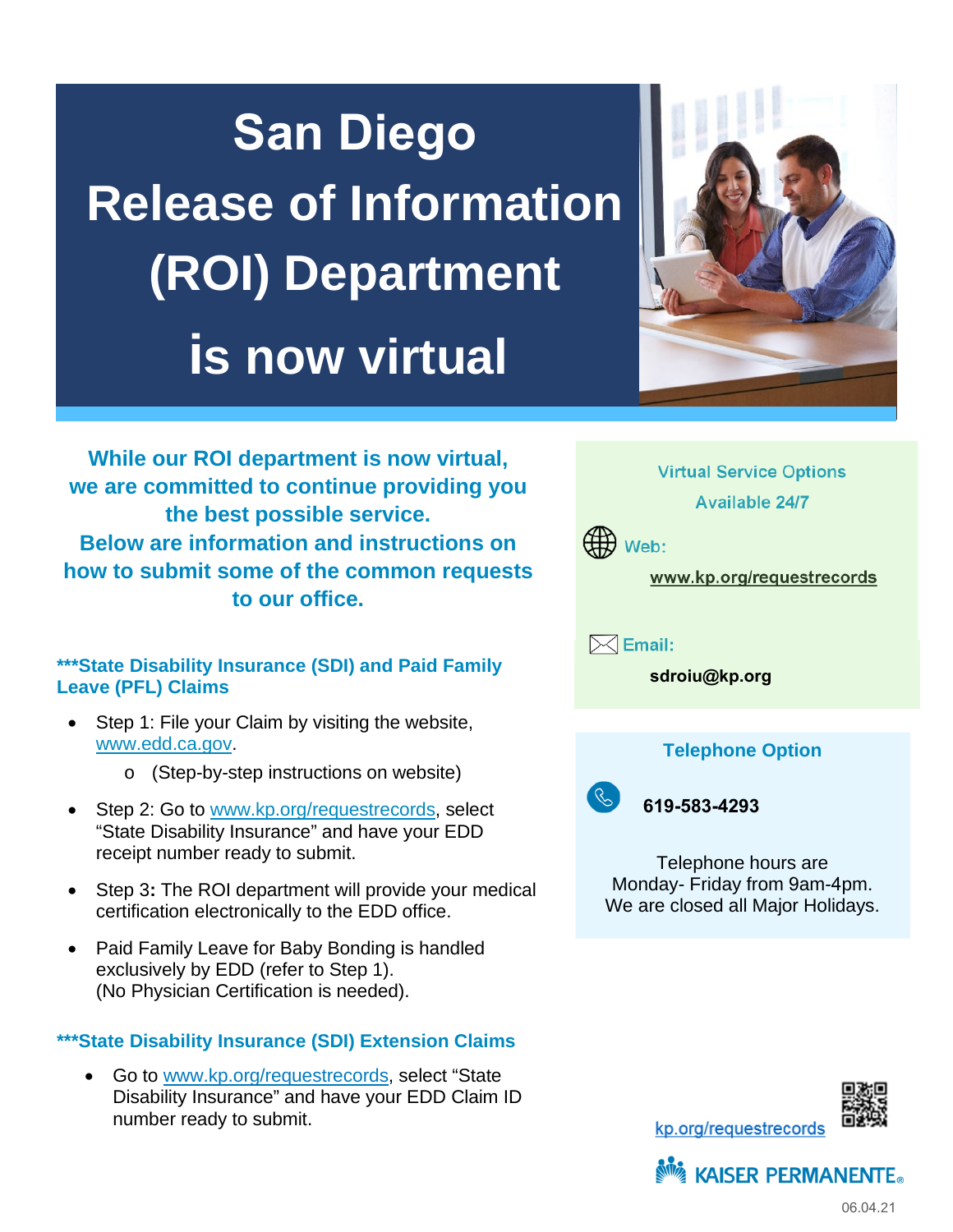# San Diego Release of Information (ROI) Department is now virtual

**While our ROI department is now virtual, we are committed to continue providing you the best possible service. Below are information and instructions on how to submit some of the common requests to our office.**

### ***State Disability Insurance (SDI) and Paid Family Leave (PFL) Claims

- Step 1: File your Claim by visiting the website, www.edd.ca.gov.
  - (Step-by-step instructions on website)
- Step 2: Go to www.kp.org/requestrecords, select "State Disability Insurance" and have your EDD receipt number ready to submit.
- Step 3**:** The ROI department will provide your medical certification electronically to the EDD office.
- Paid Family Leave for Baby Bonding is handled exclusively by EDD (refer to Step 1). (No Physician Certification is needed).

### ***State Disability Insurance (SDI) Extension Claims

- Go to www.kp.org/requestrecords, select "State Disability Insurance" and have your EDD Claim ID number ready to submit.

Virtual Service Options Available 24/7

Web:

www.kp.org/requestrecords

Email:

**sdroiu@kp.org**

**Telephone Option**

**619-583-4293**

Telephone hours are Monday- Friday from 9am-4pm. We are closed all Major Holidays.

kp.org/requestrecords

KAISER PERMANENTE®

06.04.21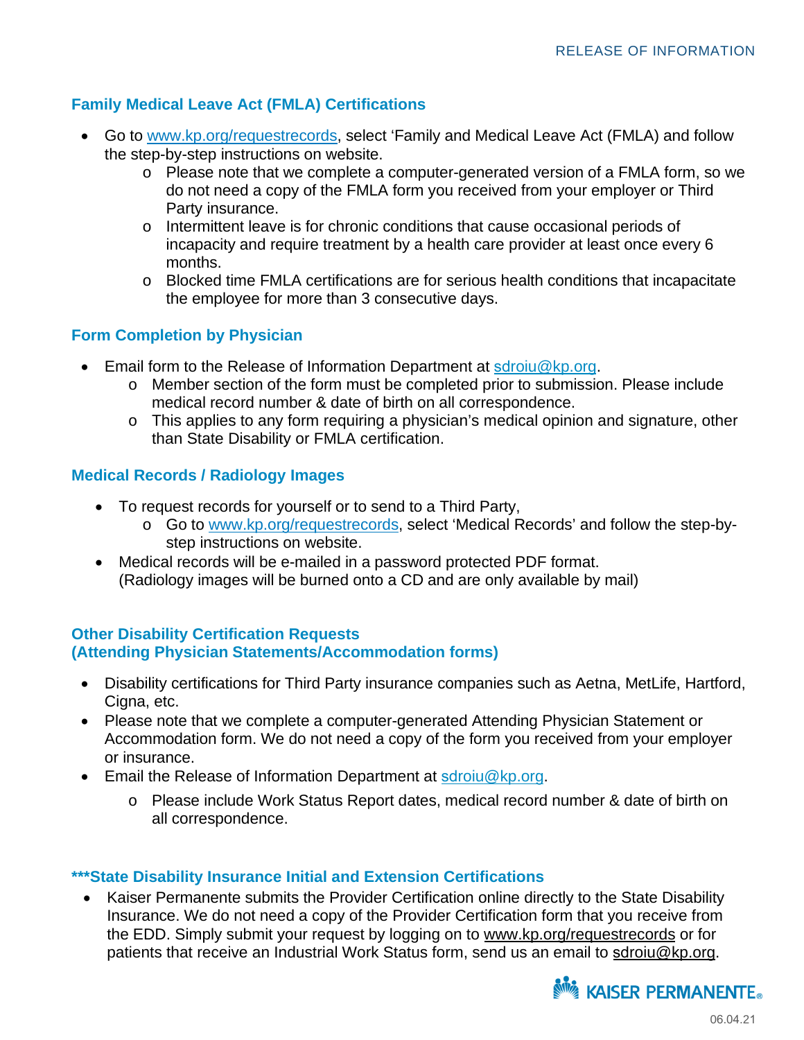## Family Medical Leave Act (FMLA) Certifications

- Go to www.kp.org/requestrecords, select 'Family and Medical Leave Act (FMLA) and follow the step-by-step instructions on website.
  - Please note that we complete a computer-generated version of a FMLA form, so we do not need a copy of the FMLA form you received from your employer or Third Party insurance.
  - Intermittent leave is for chronic conditions that cause occasional periods of incapacity and require treatment by a health care provider at least once every 6 months.
  - Blocked time FMLA certifications are for serious health conditions that incapacitate the employee for more than 3 consecutive days.

## Form Completion by Physician

- Email form to the Release of Information Department at sdroiu@kp.org.
  - Member section of the form must be completed prior to submission. Please include medical record number & date of birth on all correspondence.
  - This applies to any form requiring a physician's medical opinion and signature, other than State Disability or FMLA certification.

## Medical Records / Radiology Images

- To request records for yourself or to send to a Third Party,
  - Go to www.kp.org/requestrecords, select 'Medical Records' and follow the step-by-step instructions on website.
- Medical records will be e-mailed in a password protected PDF format. (Radiology images will be burned onto a CD and are only available by mail)

## Other Disability Certification Requests (Attending Physician Statements/Accommodation forms)

- Disability certifications for Third Party insurance companies such as Aetna, MetLife, Hartford, Cigna, etc.
- Please note that we complete a computer-generated Attending Physician Statement or Accommodation form. We do not need a copy of the form you received from your employer or insurance.
- Email the Release of Information Department at sdroiu@kp.org.
  - Please include Work Status Report dates, medical record number & date of birth on all correspondence.

## ***State Disability Insurance Initial and Extension Certifications

- Kaiser Permanente submits the Provider Certification online directly to the State Disability Insurance. We do not need a copy of the Provider Certification form that you receive from the EDD. Simply submit your request by logging on to www.kp.org/requestrecords or for patients that receive an Industrial Work Status form, send us an email to sdroiu@kp.org.

06.04.21